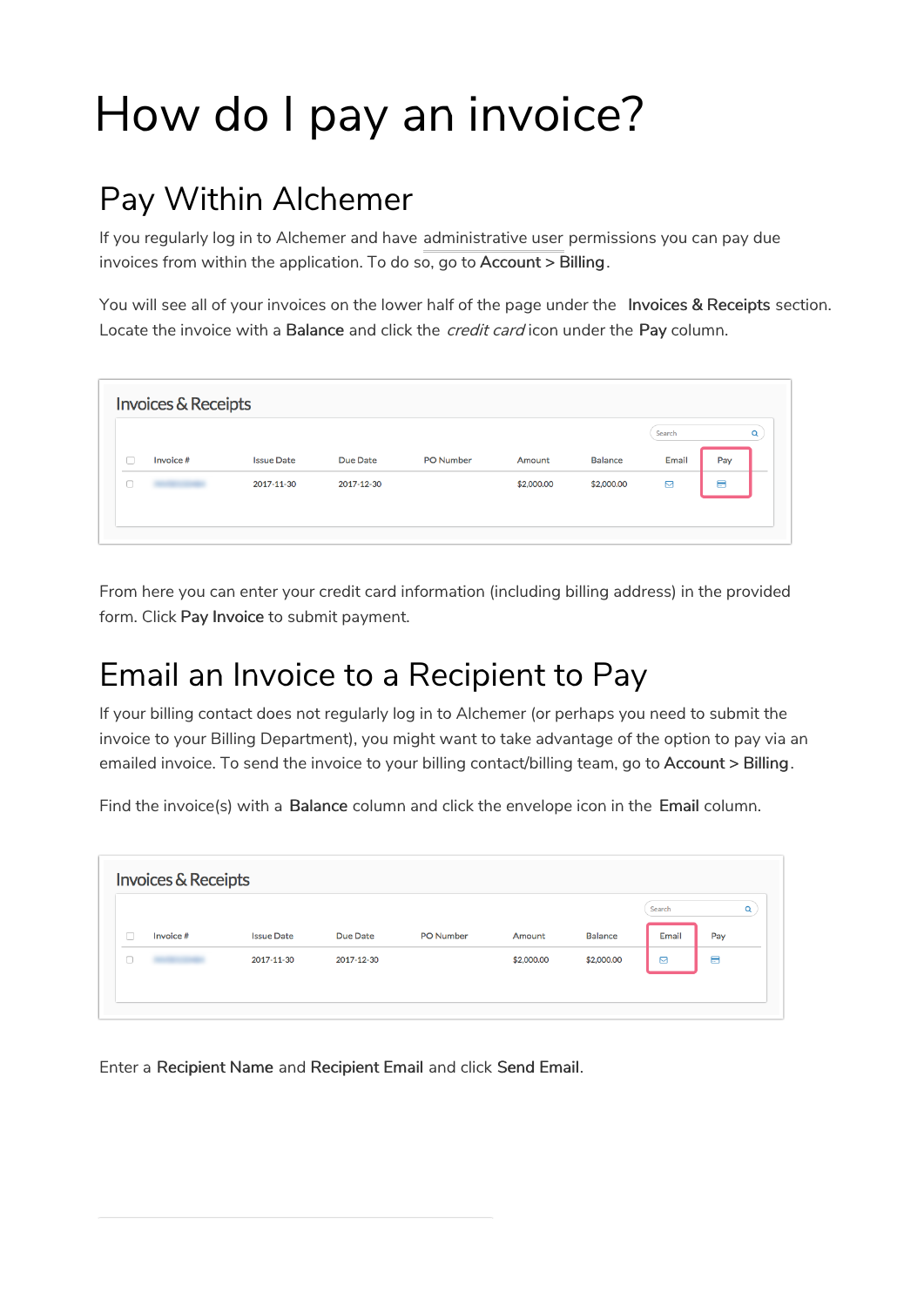# How do I pay an invoice?

## Pay Within Alchemer

If you regularly log in to Alchemer and have administrative user permissions you can pay due invoices from within the application. To do so, go to **Account** > **Billing**.

You will see all of your invoices on the lower half of the page under the **Invoices & Receipts** section. Locate the invoice with a **Balance** and click the *credit card* icon under the **Pay** column.

**Invoices & Receipts**

| Invoice # | Issue Date | Due Date | PO Number | Amount | Balance | Email | Pay |
|---|---|---|---|---|---|---|---|
| | 2017-11-30 | 2017-12-30 | | $2,000.00 | $2,000.00 | | |

From here you can enter your credit card information (including billing address) in the provided form. Click **Pay Invoice** to submit payment.

## Email an Invoice to a Recipient to Pay

If your billing contact does not regularly log in to Alchemer (or perhaps you need to submit the invoice to your Billing Department), you might want to take advantage of the option to pay via an emailed invoice. To send the invoice to your billing contact/billing team, go to **Account** > **Billing**.

Find the invoice(s) with a **Balance** column and click the envelope icon in the **Email** column.

**Invoices & Receipts**

| Invoice # | Issue Date | Due Date | PO Number | Amount | Balance | Email | Pay |
|---|---|---|---|---|---|---|---|
| | 2017-11-30 | 2017-12-30 | | $2,000.00 | $2,000.00 | | |

Enter a **Recipient Name** and **Recipient Email** and click **Send Email**.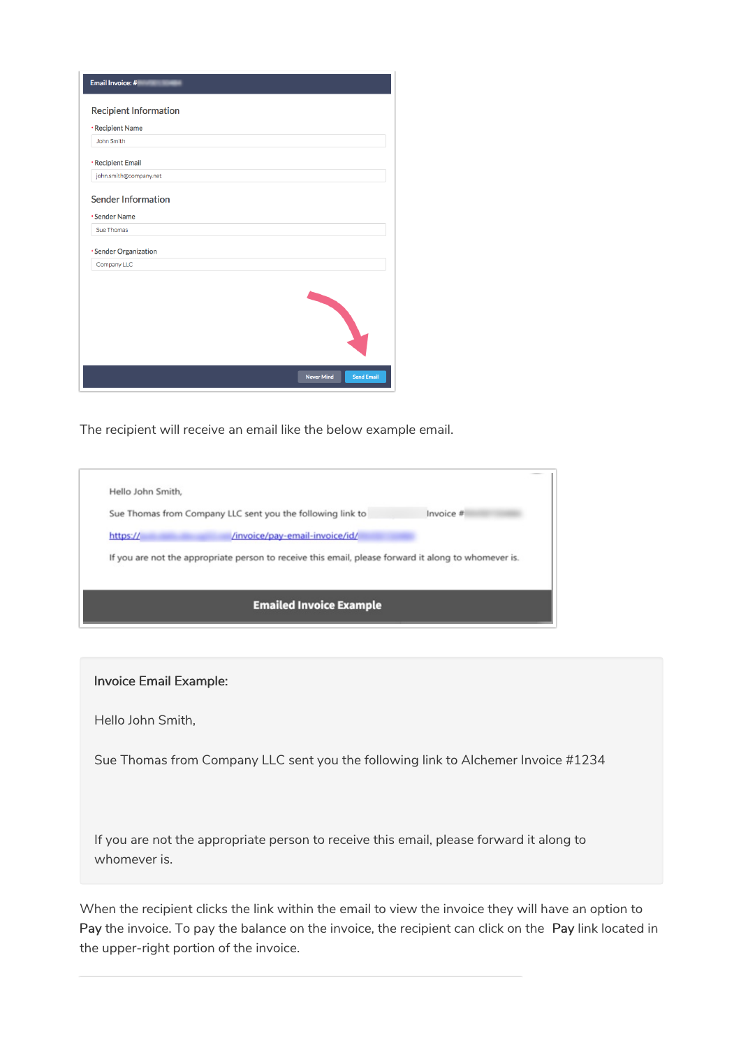The recipient will receive an email like the below example email.

**Invoice Email Example:**

Hello John Smith,

Sue Thomas from Company LLC sent you the following link to Alchemer Invoice #1234

If you are not the appropriate person to receive this email, please forward it along to whomever is.

When the recipient clicks the link within the email to view the invoice they will have an option to **Pay** the invoice. To pay the balance on the invoice, the recipient can click on the **Pay** link located in the upper-right portion of the invoice.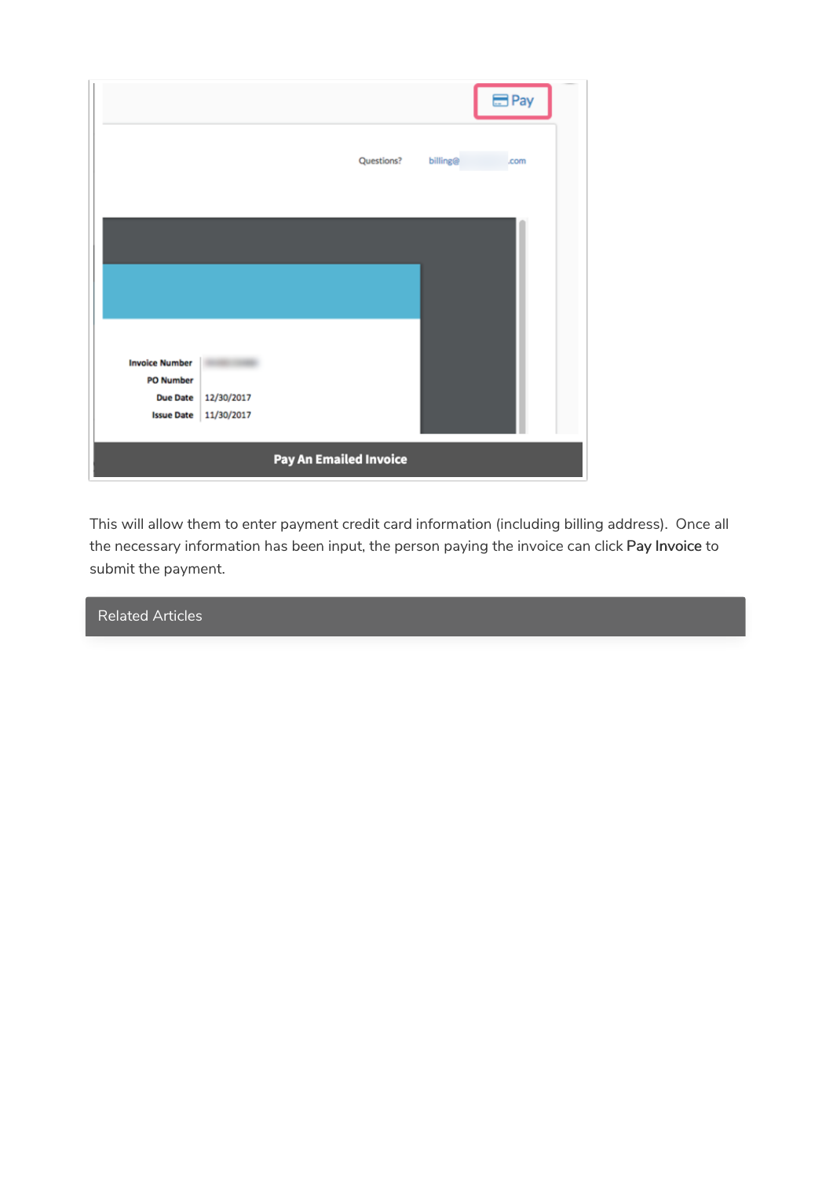Pay

Questions? billing@ .com

Invoice Number
PO Number
Due Date 12/30/2017
Issue Date 11/30/2017

Pay An Emailed Invoice

This will allow them to enter payment credit card information (including billing address). Once all the necessary information has been input, the person paying the invoice can click **Pay Invoice** to submit the payment.

Related Articles